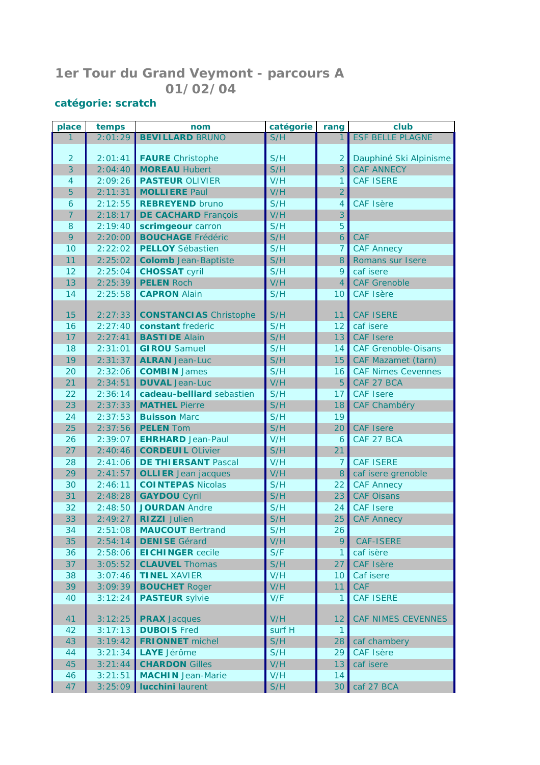# 1er Tour du Grand Veymont - parcours A

## 01/02/04

### catégorie: scratch

| place | temps | nom | catégorie | rang | club |
|---|---|---|---|---|---|
| 1 | 2:01:29 | **BEVILLARD** BRUNO | S/H | 1 | ESF BELLE PLAGNE |
| 2 | 2:01:41 | **FAURE** Christophe | S/H | 2 | Dauphiné Ski Alpinisme |
| 3 | 2:04:40 | **MOREAU** Hubert | S/H | 3 | CAF ANNECY |
| 4 | 2:09:26 | **PASTEUR** OLIVIER | V/H | 1 | CAF ISERE |
| 5 | 2:11:31 | **MOLLIERE** Paul | V/H | 2 | |
| 6 | 2:12:55 | **REBREYEND** bruno | S/H | 4 | CAF Isère |
| 7 | 2:18:17 | **DE CACHARD** François | V/H | 3 | |
| 8 | 2:19:40 | **scrimgeour** carron | S/H | 5 | |
| 9 | 2:20:00 | **BOUCHAGE** Frédéric | S/H | 6 | CAF |
| 10 | 2:22:02 | **PELLOY** Sébastien | S/H | 7 | CAF Annecy |
| 11 | 2:25:02 | **Colomb** Jean-Baptiste | S/H | 8 | Romans sur Isere |
| 12 | 2:25:04 | **CHOSSAT** cyril | S/H | 9 | caf isere |
| 13 | 2:25:39 | **PELEN** Roch | V/H | 4 | CAF Grenoble |
| 14 | 2:25:58 | **CAPRON** Alain | S/H | 10 | CAF Isère |
| 15 | 2:27:33 | **CONSTANCIAS** Christophe | S/H | 11 | CAF ISERE |
| 16 | 2:27:40 | **constant** frederic | S/H | 12 | caf isere |
| 17 | 2:27:41 | **BASTIDE** Alain | S/H | 13 | CAF Isere |
| 18 | 2:31:01 | **GIROU** Samuel | S/H | 14 | CAF Grenoble-Oisans |
| 19 | 2:31:37 | **ALRAN** Jean-Luc | S/H | 15 | CAF Mazamet (tarn) |
| 20 | 2:32:06 | **COMBIN** James | S/H | 16 | CAF Nimes Cevennes |
| 21 | 2:34:51 | **DUVAL** Jean-Luc | V/H | 5 | CAF 27 BCA |
| 22 | 2:36:14 | **cadeau-belliard** sebastien | S/H | 17 | CAF Isere |
| 23 | 2:37:33 | **MATHEL** Pierre | S/H | 18 | CAF Chambéry |
| 24 | 2:37:53 | **Buisson** Marc | S/H | 19 | |
| 25 | 2:37:56 | **PELEN** Tom | S/H | 20 | CAF Isere |
| 26 | 2:39:07 | **EHRHARD** Jean-Paul | V/H | 6 | CAF 27 BCA |
| 27 | 2:40:46 | **CORDEUIL** OLivier | S/H | 21 | |
| 28 | 2:41:06 | **DE THIERSANT** Pascal | V/H | 7 | CAF ISERE |
| 29 | 2:41:57 | **OLLIER** Jean jacques | V/H | 8 | caf isere grenoble |
| 30 | 2:46:11 | **COINTEPAS** Nicolas | S/H | 22 | CAF Annecy |
| 31 | 2:48:28 | **GAYDOU** Cyril | S/H | 23 | CAF Oisans |
| 32 | 2:48:50 | **JOURDAN** Andre | S/H | 24 | CAF Isere |
| 33 | 2:49:27 | **RIZZI** Julien | S/H | 25 | CAF Annecy |
| 34 | 2:51:08 | **MAUCOUT** Bertrand | S/H | 26 | |
| 35 | 2:54:14 | **DENISE** Gérard | V/H | 9 | CAF-ISERE |
| 36 | 2:58:06 | **EICHINGER** cecile | S/F | 1 | caf isère |
| 37 | 3:05:52 | **CLAUVEL** Thomas | S/H | 27 | CAF Isère |
| 38 | 3:07:46 | **TINEL** XAVIER | V/H | 10 | Caf isere |
| 39 | 3:09:39 | **BOUCHET** Roger | V/H | 11 | CAF |
| 40 | 3:12:24 | **PASTEUR** sylvie | V/F | 1 | CAF ISERE |
| 41 | 3:12:25 | **PRAX** Jacques | V/H | 12 | CAF NIMES CEVENNES |
| 42 | 3:17:13 | **DUBOIS** Fred | surf H | 1 | |
| 43 | 3:19:42 | **FRIONNET** michel | S/H | 28 | caf chambery |
| 44 | 3:21:34 | **LAYE** Jérôme | S/H | 29 | CAF Isère |
| 45 | 3:21:44 | **CHARDON** Gilles | V/H | 13 | caf isere |
| 46 | 3:21:51 | **MACHIN** Jean-Marie | V/H | 14 | |
| 47 | 3:25:09 | **lucchini** laurent | S/H | 30 | caf 27 BCA |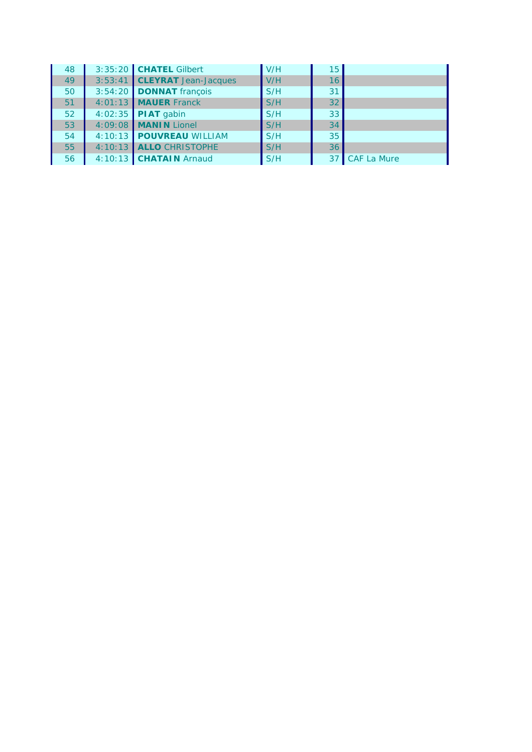| | | | | | |
|---|---|---|---|---|---|
| 48 | 3:35:20 | **CHATEL** Gilbert | V/H | 15 | |
| 49 | 3:53:41 | **CLEYRAT** Jean-Jacques | V/H | 16 | |
| 50 | 3:54:20 | **DONNAT** françois | S/H | 31 | |
| 51 | 4:01:13 | **MAUER** Franck | S/H | 32 | |
| 52 | 4:02:35 | **PIAT** gabin | S/H | 33 | |
| 53 | 4:09:08 | **MANIN** Lionel | S/H | 34 | |
| 54 | 4:10:13 | **POUVREAU** WILLIAM | S/H | 35 | |
| 55 | 4:10:13 | **ALLO** CHRISTOPHE | S/H | 36 | |
| 56 | 4:10:13 | **CHATAIN** Arnaud | S/H | 37 | CAF La Mure |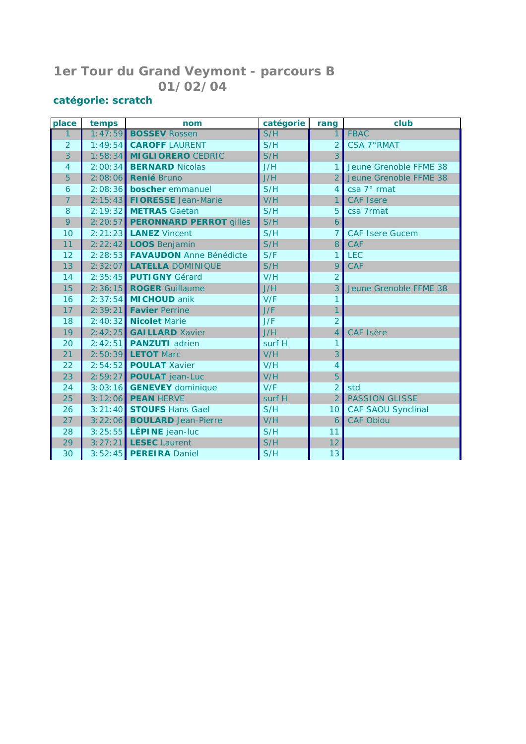# 1er Tour du Grand Veymont - parcours B

## 01/02/04

### catégorie: scratch

| place | temps | nom | catégorie | rang | club |
|---|---|---|---|---|---|
| 1 | 1:47:59 | **BOSSEV** Rossen | S/H | 1 | FBAC |
| 2 | 1:49:54 | **CAROFF** LAURENT | S/H | 2 | CSA 7°RMAT |
| 3 | 1:58:34 | **MIGLIORERO** CEDRIC | S/H | 3 | |
| 4 | 2:00:34 | **BERNARD** Nicolas | J/H | 1 | Jeune Grenoble FFME 38 |
| 5 | 2:08:06 | **Renié** Bruno | J/H | 2 | Jeune Grenoble FFME 38 |
| 6 | 2:08:36 | **boscher** emmanuel | S/H | 4 | csa 7° rmat |
| 7 | 2:15:43 | **FIORESSE** Jean-Marie | V/H | 1 | CAF Isere |
| 8 | 2:19:32 | **METRAS** Gaetan | S/H | 5 | csa 7rmat |
| 9 | 2:20:57 | **PERONNARD PERROT** gilles | S/H | 6 | |
| 10 | 2:21:23 | **LANEZ** Vincent | S/H | 7 | CAF Isere Gucem |
| 11 | 2:22:42 | **LOOS** Benjamin | S/H | 8 | CAF |
| 12 | 2:28:53 | **FAVAUDON** Anne Bénédicte | S/F | 1 | LEC |
| 13 | 2:32:07 | **LATELLA** DOMINIQUE | S/H | 9 | CAF |
| 14 | 2:35:45 | **PUTIGNY** Gérard | V/H | 2 | |
| 15 | 2:36:15 | **ROGER** Guillaume | J/H | 3 | Jeune Grenoble FFME 38 |
| 16 | 2:37:54 | **MICHOUD** anik | V/F | 1 | |
| 17 | 2:39:21 | **Favier** Perrine | J/F | 1 | |
| 18 | 2:40:32 | **Nicolet** Marie | J/F | 2 | |
| 19 | 2:42:25 | **GAILLARD** Xavier | J/H | 4 | CAF Isère |
| 20 | 2:42:51 | **PANZUTI** adrien | surf H | 1 | |
| 21 | 2:50:39 | **LETOT** Marc | V/H | 3 | |
| 22 | 2:54:52 | **POULAT** Xavier | V/H | 4 | |
| 23 | 2:59:27 | **POULAT** jean-Luc | V/H | 5 | |
| 24 | 3:03:16 | **GENEVEY** dominique | V/F | 2 | std |
| 25 | 3:12:06 | **PEAN** HERVE | surf H | 2 | PASSION GLISSE |
| 26 | 3:21:40 | **STOUFS** Hans Gael | S/H | 10 | CAF SAOU Synclinal |
| 27 | 3:22:06 | **BOULARD** Jean-Pierre | V/H | 6 | CAF Obiou |
| 28 | 3:25:55 | **LÉPINE** jean-luc | S/H | 11 | |
| 29 | 3:27:21 | **LESEC** Laurent | S/H | 12 | |
| 30 | 3:52:45 | **PEREIRA** Daniel | S/H | 13 | |